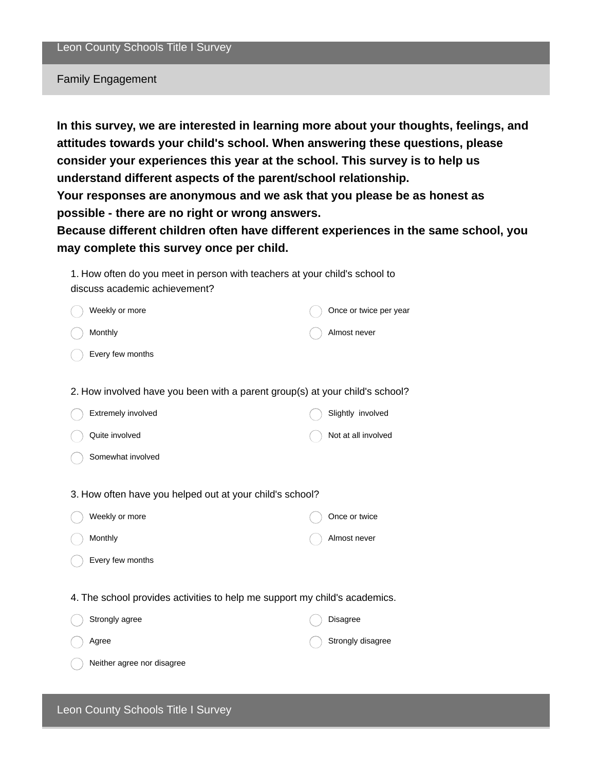# Leon County Schools Title I Survey

## Family Engagement

**In this survey, we are interested in learning more about your thoughts, feelings, and attitudes towards your child's school. When answering these questions, please consider your experiences this year at the school. This survey is to help us understand different aspects of the parent/school relationship.**
**Your responses are anonymous and we ask that you please be as honest as possible - there are no right or wrong answers.**
**Because different children often have different experiences in the same school, you may complete this survey once per child.**

1. How often do you meet in person with teachers at your child's school to discuss academic achievement?

- Weekly or more
- Monthly
- Every few months
- Once or twice per year
- Almost never

2. How involved have you been with a parent group(s) at your child's school?

- Extremely involved
- Quite involved
- Somewhat involved
- Slightly involved
- Not at all involved

3. How often have you helped out at your child's school?

- Weekly or more
- Monthly
- Every few months
- Once or twice
- Almost never

4. The school provides activities to help me support my child's academics.

- Strongly agree
- Agree
- Neither agree nor disagree
- Disagree
- Strongly disagree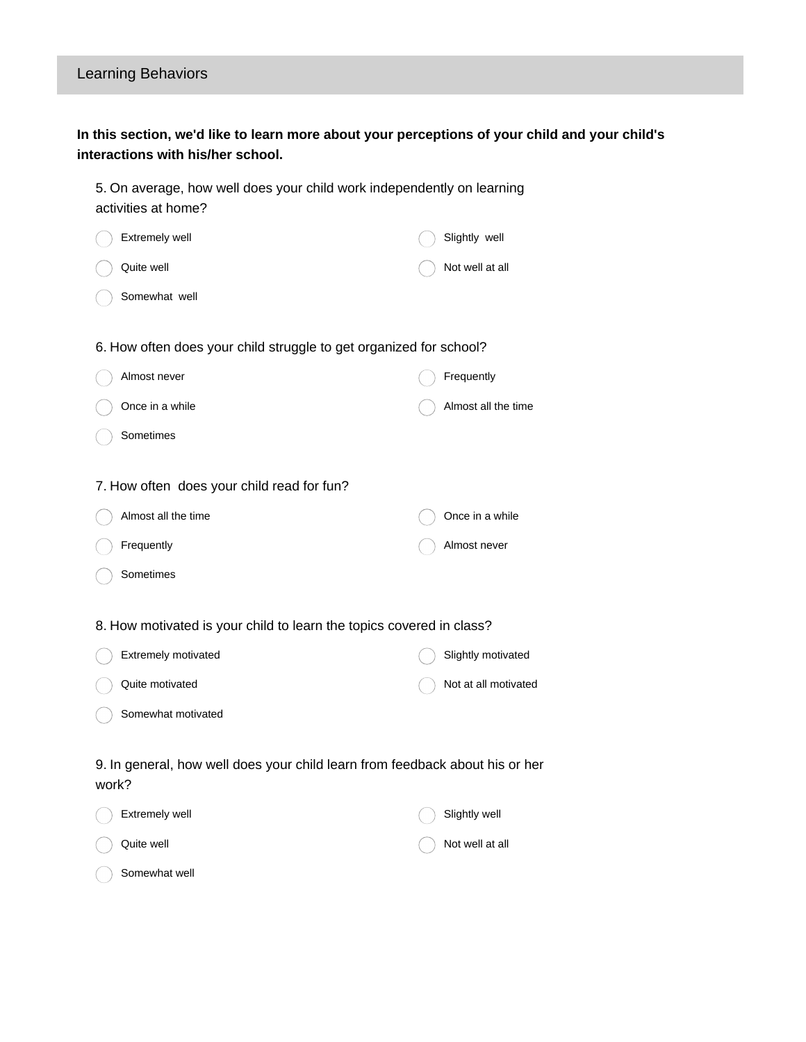## Learning Behaviors

**In this section, we'd like to learn more about your perceptions of your child and your child's interactions with his/her school.**

5. On average, how well does your child work independently on learning activities at home?

- Extremely well
- Quite well
- Somewhat well
- Slightly well
- Not well at all

6. How often does your child struggle to get organized for school?

- Almost never
- Once in a while
- Sometimes
- Frequently
- Almost all the time

7. How often does your child read for fun?

- Almost all the time
- Frequently
- Sometimes
- Once in a while
- Almost never

8. How motivated is your child to learn the topics covered in class?

- Extremely motivated
- Quite motivated
- Somewhat motivated
- Slightly motivated
- Not at all motivated

9. In general, how well does your child learn from feedback about his or her work?

- Extremely well
- Quite well
- Somewhat well
- Slightly well
- Not well at all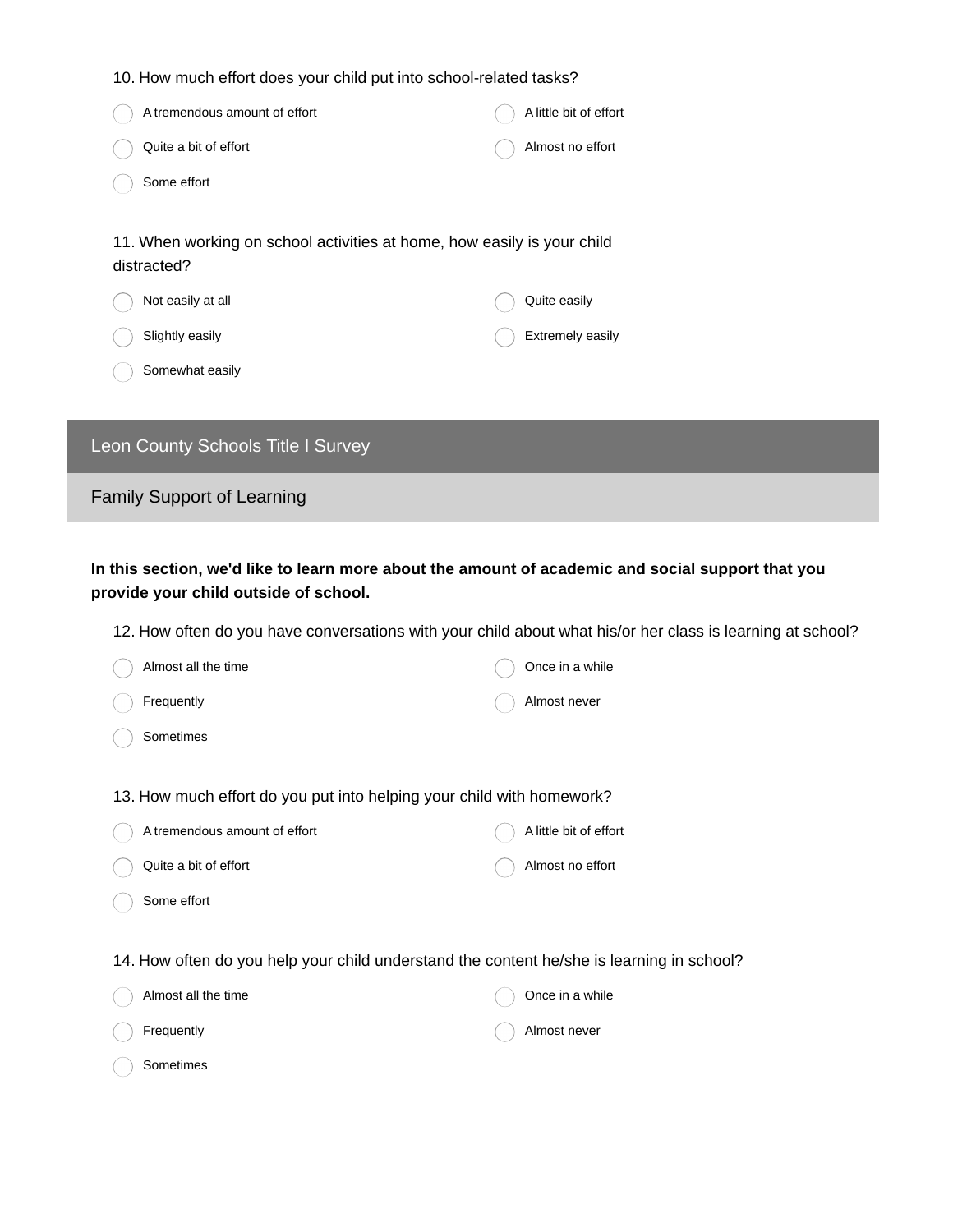10. How much effort does your child put into school-related tasks?

- A tremendous amount of effort
- Quite a bit of effort
- Some effort
- A little bit of effort
- Almost no effort

11. When working on school activities at home, how easily is your child distracted?

- Not easily at all
- Slightly easily
- Somewhat easily
- Quite easily
- Extremely easily

## Leon County Schools Title I Survey

### Family Support of Learning

**In this section, we'd like to learn more about the amount of academic and social support that you provide your child outside of school.**

12. How often do you have conversations with your child about what his/or her class is learning at school?

- Almost all the time
- Frequently
- Sometimes
- Once in a while
- Almost never

13. How much effort do you put into helping your child with homework?

- A tremendous amount of effort
- Quite a bit of effort
- Some effort
- A little bit of effort
- Almost no effort

14. How often do you help your child understand the content he/she is learning in school?

- Almost all the time
- Frequently
- Sometimes
- Once in a while
- Almost never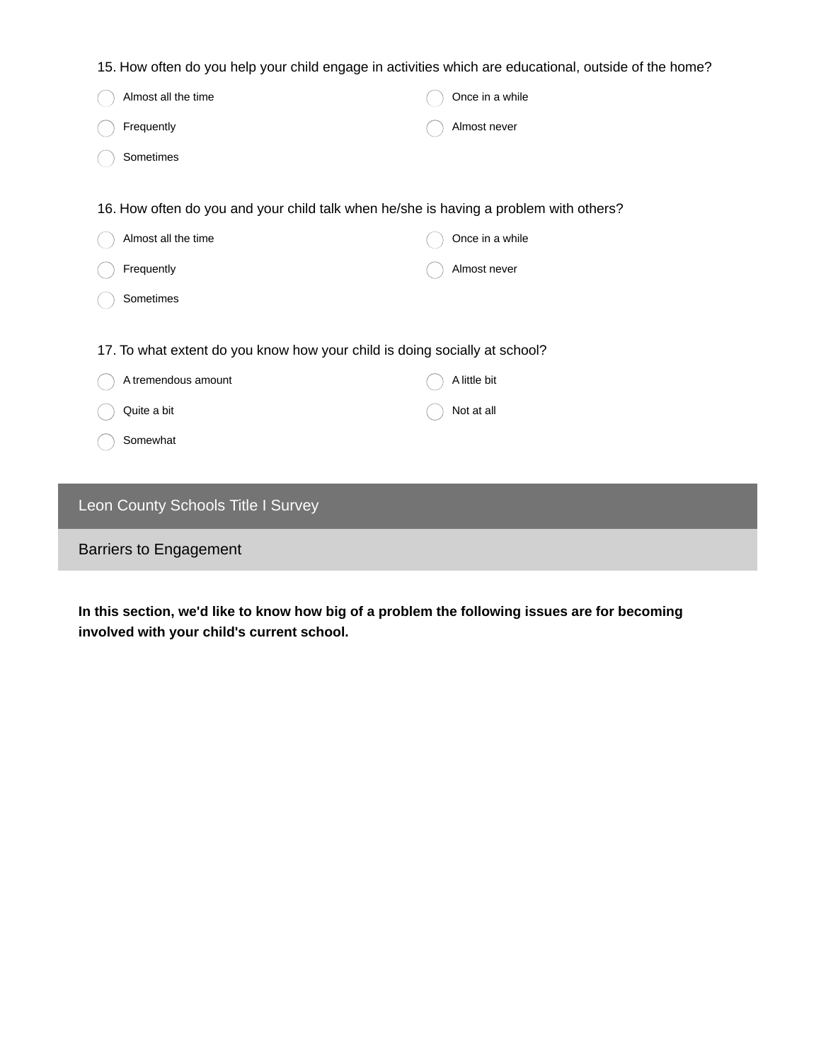15. How often do you help your child engage in activities which are educational, outside of the home?

- Almost all the time
- Frequently
- Sometimes
- Once in a while
- Almost never

16. How often do you and your child talk when he/she is having a problem with others?

- Almost all the time
- Frequently
- Sometimes
- Once in a while
- Almost never

17. To what extent do you know how your child is doing socially at school?

- A tremendous amount
- Quite a bit
- Somewhat
- A little bit
- Not at all

## Leon County Schools Title I Survey

### Barriers to Engagement

**In this section, we'd like to know how big of a problem the following issues are for becoming involved with your child's current school.**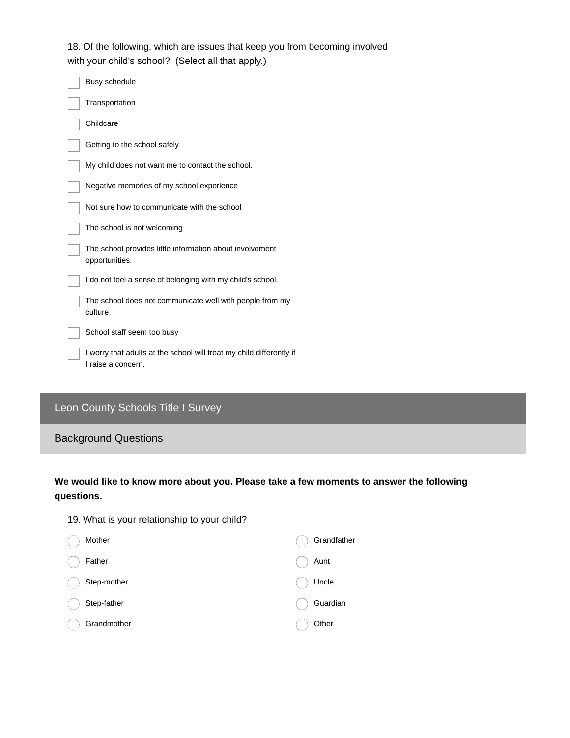18. Of the following, which are issues that keep you from becoming involved with your child's school? (Select all that apply.)

- [ ] Busy schedule
- [ ] Transportation
- [ ] Childcare
- [ ] Getting to the school safely
- [ ] My child does not want me to contact the school.
- [ ] Negative memories of my school experience
- [ ] Not sure how to communicate with the school
- [ ] The school is not welcoming
- [ ] The school provides little information about involvement opportunities.
- [ ] I do not feel a sense of belonging with my child's school.
- [ ] The school does not communicate well with people from my culture.
- [ ] School staff seem too busy
- [ ] I worry that adults at the school will treat my child differently if I raise a concern.

## Leon County Schools Title I Survey

### Background Questions

**We would like to know more about you. Please take a few moments to answer the following questions.**

19. What is your relationship to your child?

- ( ) Mother
- ( ) Father
- ( ) Step-mother
- ( ) Step-father
- ( ) Grandmother
- ( ) Grandfather
- ( ) Aunt
- ( ) Uncle
- ( ) Guardian
- ( ) Other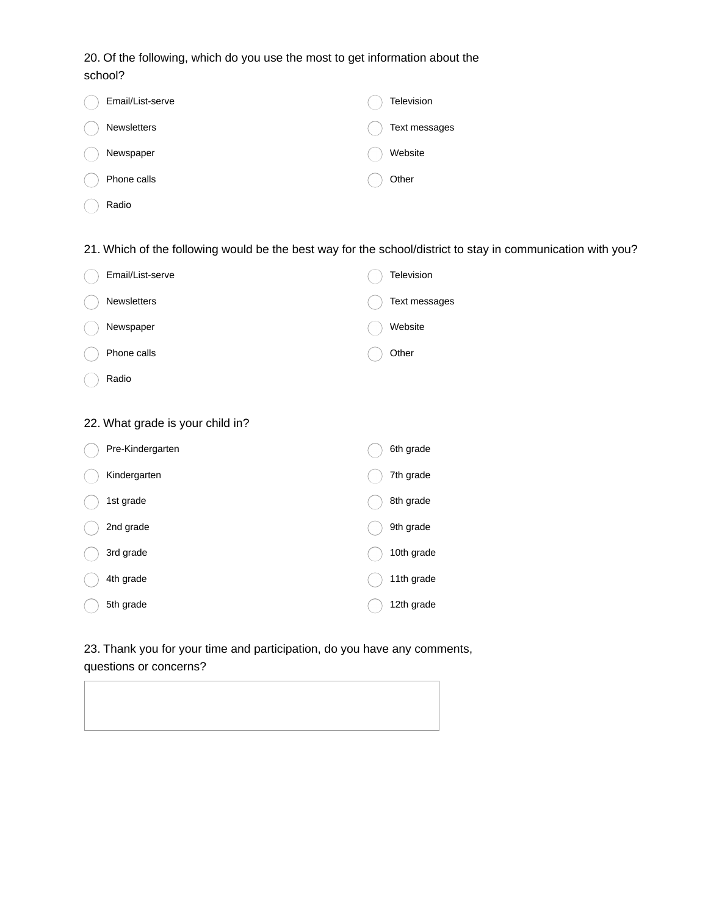20. Of the following, which do you use the most to get information about the school?

- ◯ Email/List-serve
- ◯ Newsletters
- ◯ Newspaper
- ◯ Phone calls
- ◯ Radio
- ◯ Television
- ◯ Text messages
- ◯ Website
- ◯ Other

21. Which of the following would be the best way for the school/district to stay in communication with you?

- ◯ Email/List-serve
- ◯ Newsletters
- ◯ Newspaper
- ◯ Phone calls
- ◯ Radio
- ◯ Television
- ◯ Text messages
- ◯ Website
- ◯ Other

22. What grade is your child in?

- ◯ Pre-Kindergarten
- ◯ Kindergarten
- ◯ 1st grade
- ◯ 2nd grade
- ◯ 3rd grade
- ◯ 4th grade
- ◯ 5th grade
- ◯ 6th grade
- ◯ 7th grade
- ◯ 8th grade
- ◯ 9th grade
- ◯ 10th grade
- ◯ 11th grade
- ◯ 12th grade

23. Thank you for your time and participation, do you have any comments, questions or concerns?

| |
|---|
| |